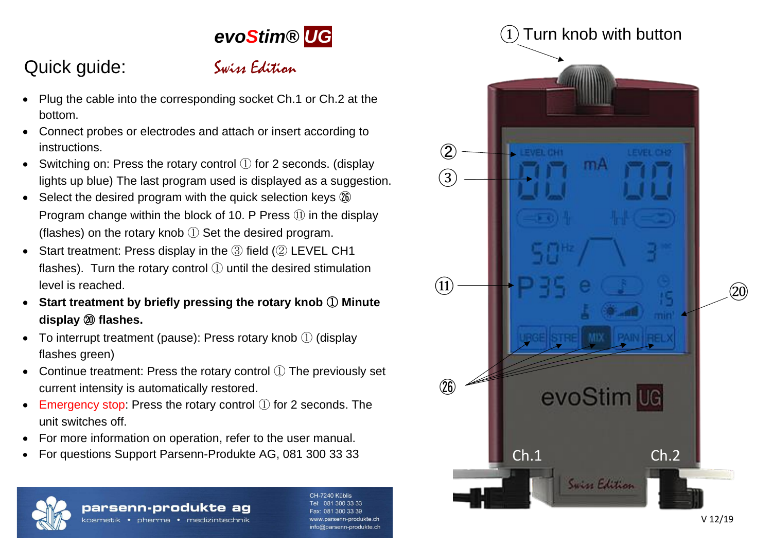# evoStim® UG

## Quick guide:

*Swiss Edition*

- Plug the cable into the corresponding socket Ch.1 or Ch.2 at the bottom.
- Connect probes or electrodes and attach or insert according to instructions.
- Switching on: Press the rotary control ① for 2 seconds. (display lights up blue) The last program used is displayed as a suggestion.
- Select the desired program with the quick selection keys ㉖ Program change within the block of 10. P Press ⑪ in the display (flashes) on the rotary knob ① Set the desired program.
- Start treatment: Press display in the ③ field (② LEVEL CH1 flashes). Turn the rotary control ① until the desired stimulation level is reached.
- **Start treatment by briefly pressing the rotary knob ① Minute display ⑳ flashes.**
- To interrupt treatment (pause): Press rotary knob ① (display flashes green)
- Continue treatment: Press the rotary control ① The previously set current intensity is automatically restored.
- Emergency stop: Press the rotary control ① for 2 seconds. The unit switches off.
- For more information on operation, refer to the user manual.
- For questions Support Parsenn-Produkte AG, 081 300 33 33

**parsenn-produkte ag**
kosmetik • pharma • medizintechnik

CH-7240 Küblis
Tel: 081 300 33 33
Fax: 081 300 33 39
www.parsenn-produkte.ch
info@parsenn-produkte.ch

① Turn knob with button

②
③
⑪
⑳
㉖

LEVEL CH1 LEVEL CH2
mA
50Hz
P35
15 min
URGE STRE MIX PAIN RELX

evoStim UG

Ch.1 Ch.2

Swiss Edition

V 12/19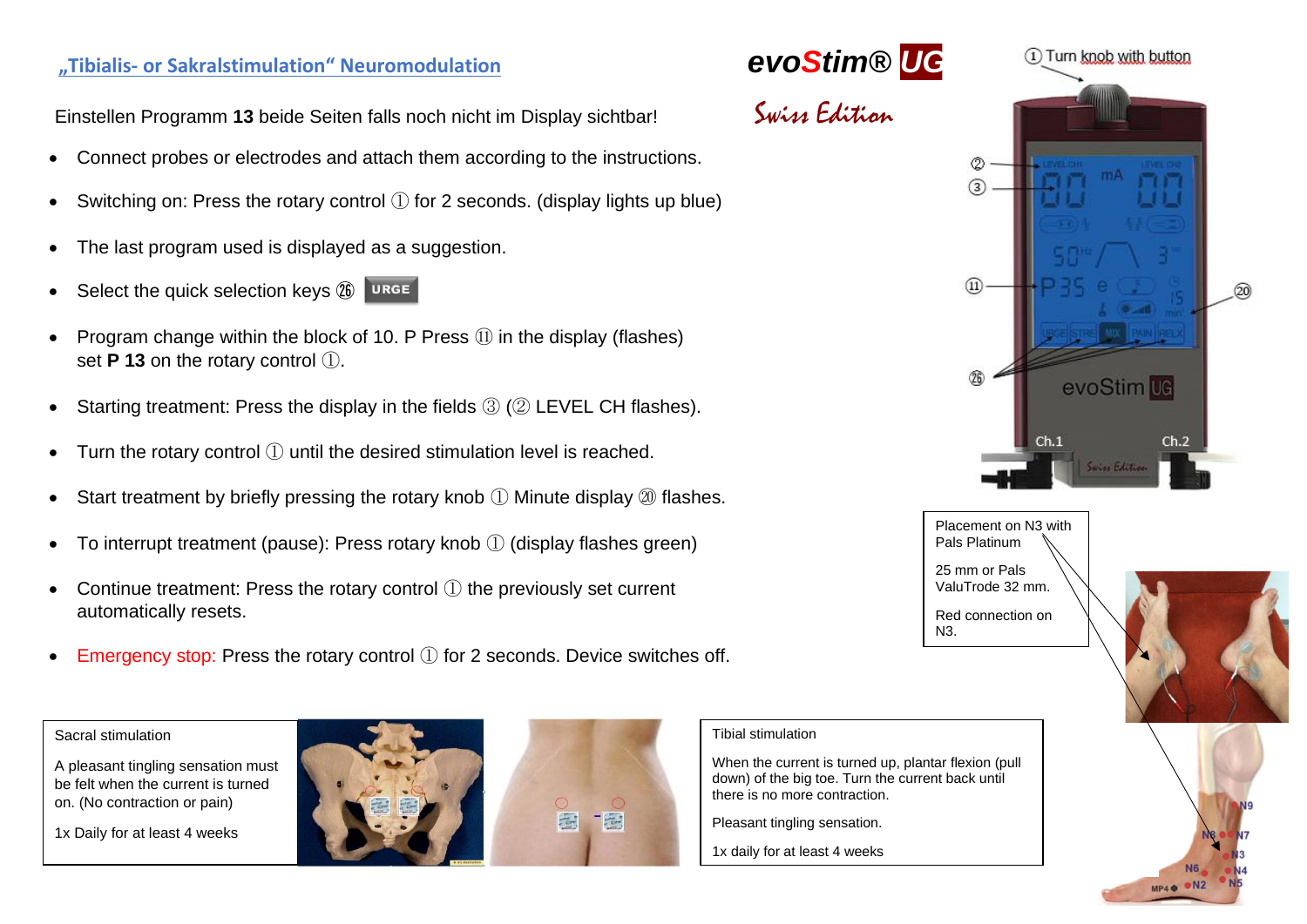## „Tibialis- or Sakralstimulation“ Neuromodulation

**evoStim® UG**

*Swiss Edition*

Einstellen Programm **13** beide Seiten falls noch nicht im Display sichtbar!

- Connect probes or electrodes and attach them according to the instructions.
- Switching on: Press the rotary control ① for 2 seconds. (display lights up blue)
- The last program used is displayed as a suggestion.
- Select the quick selection keys ㉖ URGE
- Program change within the block of 10. P Press ⑪ in the display (flashes) set **P 13** on the rotary control ①.
- Starting treatment: Press the display in the fields ③ (② LEVEL CH flashes).
- Turn the rotary control ① until the desired stimulation level is reached.
- Start treatment by briefly pressing the rotary knob ① Minute display ⑳ flashes.
- To interrupt treatment (pause): Press rotary knob ① (display flashes green)
- Continue treatment: Press the rotary control ① the previously set current automatically resets.
- Emergency stop: Press the rotary control ① for 2 seconds. Device switches off.

① Turn knob with button

Placement on N3 with Pals Platinum

25 mm or Pals ValuTrode 32 mm.

Red connection on N3.

Sacral stimulation

A pleasant tingling sensation must be felt when the current is turned on. (No contraction or pain)

1x Daily for at least 4 weeks

Tibial stimulation

When the current is turned up, plantar flexion (pull down) of the big toe. Turn the current back until there is no more contraction.

Pleasant tingling sensation.

1x daily for at least 4 weeks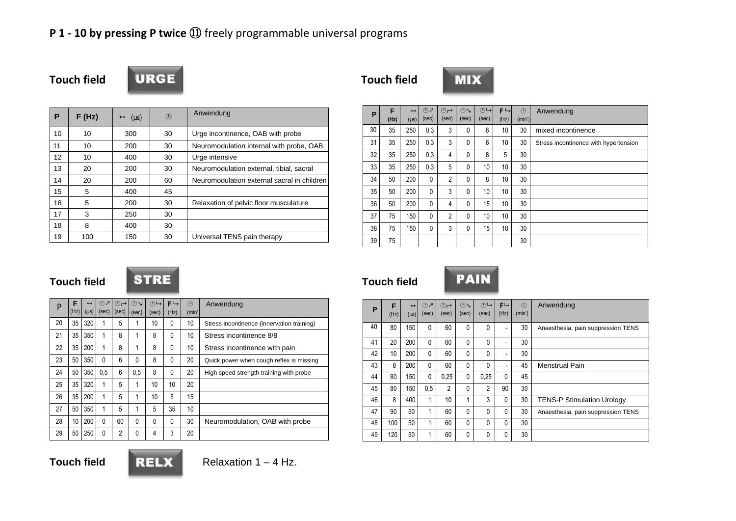# P 1 - 10 by pressing P twice ⑪ freely programmable universal programs

## Touch field URGE

| P | F (Hz) | ↔ (µs) | ◷ | Anwendung |
|---|---|---|---|---|
| 10 | 10 | 300 | 30 | Urge incontinence, OAB with probe |
| 11 | 10 | 200 | 30 | Neuromodulation internal with probe, OAB |
| 12 | 10 | 400 | 30 | Urge intensive |
| 13 | 20 | 200 | 30 | Neuromodulation external, tibial, sacral |
| 14 | 20 | 200 | 60 | Neuromodulation external sacral in children |
| 15 | 5 | 400 | 45 | |
| 16 | 5 | 200 | 30 | Relaxation of pelvic floor musculature |
| 17 | 3 | 250 | 30 | |
| 18 | 8 | 400 | 30 | |
| 19 | 100 | 150 | 30 | Universal TENS pain therapy |

## Touch field MIX

| P | F (Hz) | ↔ (µs) | ◷↗ (sec) | ◷↦ (sec) | ◷↘ (sec) | ◷↪ (sec) | F↪ (Hz) | ◷ (min') | Anwendung |
|---|---|---|---|---|---|---|---|---|---|
| 30 | 35 | 250 | 0,3 | 3 | 0 | 6 | 10 | 30 | mixed incontinence |
| 31 | 35 | 250 | 0,3 | 3 | 0 | 6 | 10 | 30 | Stress incontinence with hypertension |
| 32 | 35 | 250 | 0,3 | 4 | 0 | 8 | 5 | 30 | |
| 33 | 35 | 250 | 0,3 | 5 | 0 | 10 | 10 | 30 | |
| 34 | 50 | 200 | 0 | 2 | 0 | 8 | 10 | 30 | |
| 35 | 50 | 200 | 0 | 3 | 0 | 10 | 10 | 30 | |
| 36 | 50 | 200 | 0 | 4 | 0 | 15 | 10 | 30 | |
| 37 | 75 | 150 | 0 | 2 | 0 | 10 | 10 | 30 | |
| 38 | 75 | 150 | 0 | 3 | 0 | 15 | 10 | 30 | |
| 39 | 75 | | | | | | | 30 | |

## Touch field STRE

| P | F (Hz) | ↔ (µs) | ◷↗ (sec) | ◷↦ (sec) | ◷↘ (sec) | ◷↪ (sec) | F↪ (Hz) | ◷ (min') | Anwendung |
|---|---|---|---|---|---|---|---|---|---|
| 20 | 35 | 320 | 1 | 5 | 1 | 10 | 0 | 10 | Stress incontinence (innervation training) |
| 21 | 35 | 350 | 1 | 8 | 1 | 8 | 0 | 10 | Stress incontinence 8/8 |
| 22 | 35 | 200 | 1 | 8 | 1 | 8 | 0 | 10 | Stress incontinence with pain |
| 23 | 50 | 350 | 0 | 6 | 0 | 8 | 0 | 20 | Quick power when cough reflex is missing |
| 24 | 50 | 350 | 0,5 | 6 | 0,5 | 8 | 0 | 20 | High speed strength training with probe |
| 25 | 35 | 320 | 1 | 5 | 1 | 10 | 10 | 20 | |
| 26 | 35 | 200 | 1 | 5 | 1 | 10 | 5 | 15 | |
| 27 | 50 | 350 | 1 | 5 | 1 | 5 | 35 | 10 | |
| 28 | 10 | 200 | 0 | 60 | 0 | 0 | 0 | 30 | Neuromodulation, OAB with probe |
| 29 | 50 | 250 | 0 | 2 | 0 | 4 | 3 | 20 | |

## Touch field PAIN

| P | F (Hz) | ↔ (µs) | ◷↗ (sec) | ◷↦ (sec) | ◷↘ (sec) | ◷↪ (sec) | F↪ (Hz) | ◷ (min') | Anwendung |
|---|---|---|---|---|---|---|---|---|---|
| 40 | 80 | 150 | 0 | 60 | 0 | 0 | - | 30 | Anaesthesia, pain suppression TENS |
| 41 | 20 | 200 | 0 | 60 | 0 | 0 | - | 30 | |
| 42 | 10 | 200 | 0 | 60 | 0 | 0 | - | 30 | |
| 43 | 8 | 200 | 0 | 60 | 0 | 0 | - | 45 | Menstrual Pain |
| 44 | 80 | 150 | 0 | 0,25 | 0 | 0,25 | 0 | 45 | |
| 45 | 80 | 150 | 0,5 | 2 | 0 | 2 | 90 | 30 | |
| 46 | 8 | 400 | 1 | 10 | 1 | 3 | 0 | 30 | TENS-P Stimulation Urology |
| 47 | 90 | 50 | 1 | 60 | 0 | 0 | 0 | 30 | Anaesthesia, pain suppression TENS |
| 48 | 100 | 50 | 1 | 60 | 0 | 0 | 0 | 30 | |
| 49 | 120 | 50 | 1 | 60 | 0 | 0 | 0 | 30 | |

## Touch field RELX

Relaxation 1 – 4 Hz.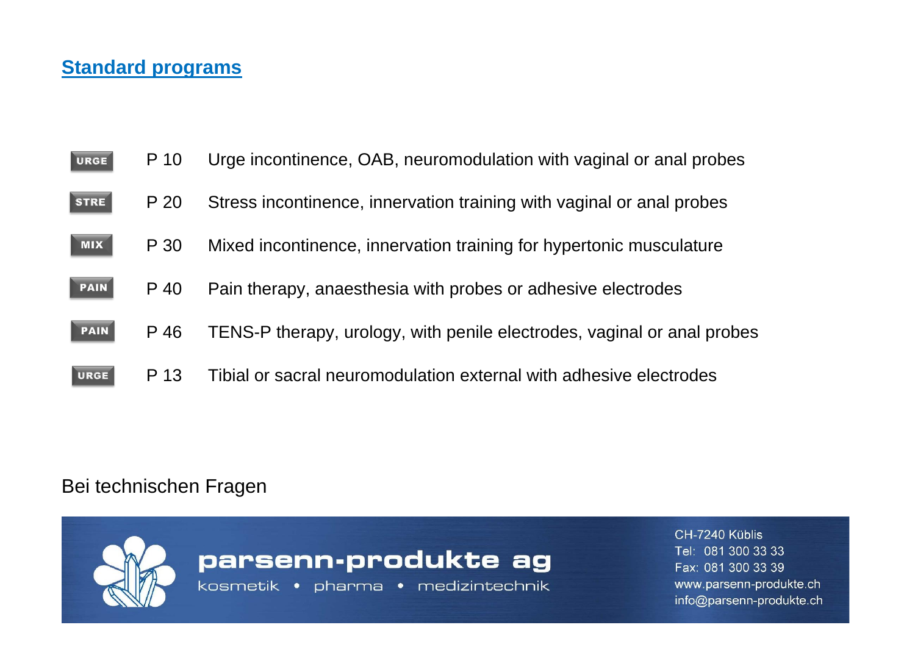## Standard programs

| | | |
|---|---|---|
| URGE | P 10 | Urge incontinence, OAB, neuromodulation with vaginal or anal probes |
| STRE | P 20 | Stress incontinence, innervation training with vaginal or anal probes |
| MIX | P 30 | Mixed incontinence, innervation training for hypertonic musculature |
| PAIN | P 40 | Pain therapy, anaesthesia with probes or adhesive electrodes |
| PAIN | P 46 | TENS-P therapy, urology, with penile electrodes, vaginal or anal probes |
| URGE | P 13 | Tibial or sacral neuromodulation external with adhesive electrodes |

Bei technischen Fragen

**parsenn-produkte ag**

kosmetik • pharma • medizintechnik

CH-7240 Küblis
Tel: 081 300 33 33
Fax: 081 300 33 39
www.parsenn-produkte.ch
info@parsenn-produkte.ch